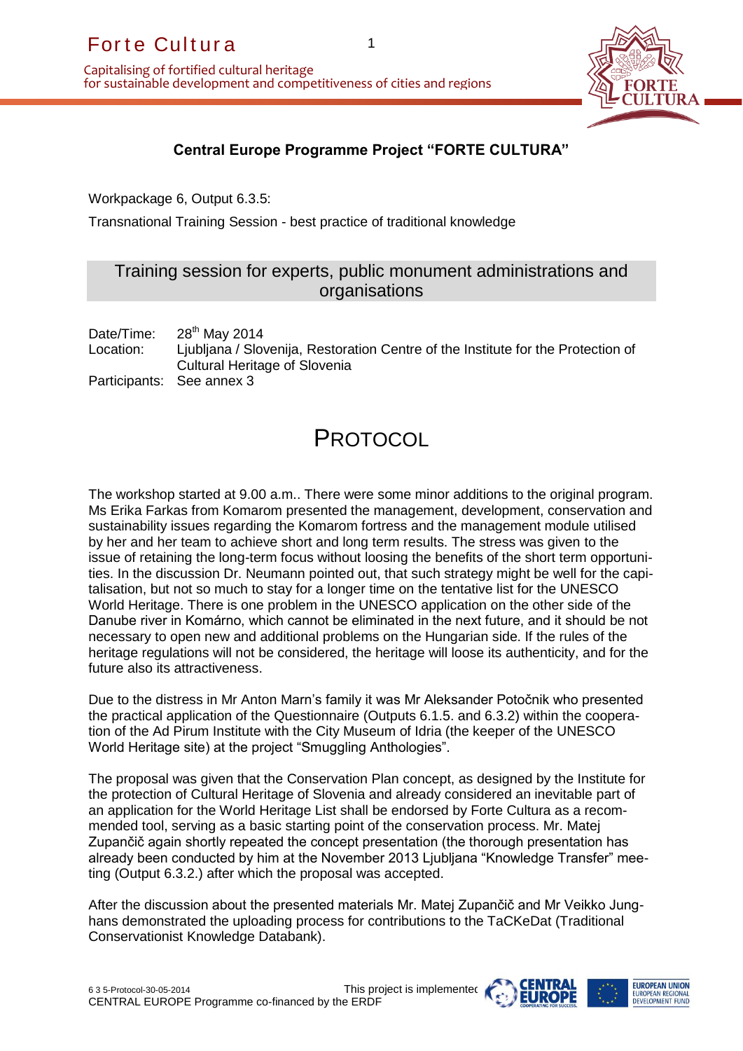## Central Europe Programme Project "FORTE CULTURA"

Workpackage 6, Output 6.3.5:

Transnational Training Session - best practice of traditional knowledge

### Training session for experts, public monument administrations and organisations

Date/Time: 28th May 2014
Location: Ljubljana / Slovenija, Restoration Centre of the Institute for the Protection of Cultural Heritage of Slovenia
Participants: See annex 3

# PROTOCOL

The workshop started at 9.00 a.m.. There were some minor additions to the original program. Ms Erika Farkas from Komarom presented the management, development, conservation and sustainability issues regarding the Komarom fortress and the management module utilised by her and her team to achieve short and long term results. The stress was given to the issue of retaining the long-term focus without loosing the benefits of the short term opportunities. In the discussion Dr. Neumann pointed out, that such strategy might be well for the capitalisation, but not so much to stay for a longer time on the tentative list for the UNESCO World Heritage. There is one problem in the UNESCO application on the other side of the Danube river in Komárno, which cannot be eliminated in the next future, and it should be not necessary to open new and additional problems on the Hungarian side. If the rules of the heritage regulations will not be considered, the heritage will loose its authenticity, and for the future also its attractiveness.

Due to the distress in Mr Anton Marn's family it was Mr Aleksander Potočnik who presented the practical application of the Questionnaire (Outputs 6.1.5. and 6.3.2) within the cooperation of the Ad Pirum Institute with the City Museum of Idria (the keeper of the UNESCO World Heritage site) at the project "Smuggling Anthologies".

The proposal was given that the Conservation Plan concept, as designed by the Institute for the protection of Cultural Heritage of Slovenia and already considered an inevitable part of an application for the World Heritage List shall be endorsed by Forte Cultura as a recommended tool, serving as a basic starting point of the conservation process. Mr. Matej Zupančič again shortly repeated the concept presentation (the thorough presentation has already been conducted by him at the November 2013 Ljubljana "Knowledge Transfer" meeting (Output 6.3.2.) after which the proposal was accepted.

After the discussion about the presented materials Mr. Matej Zupančič and Mr Veikko Junghans demonstrated the uploading process for contributions to the TaCKeDat (Traditional Conservationist Knowledge Databank).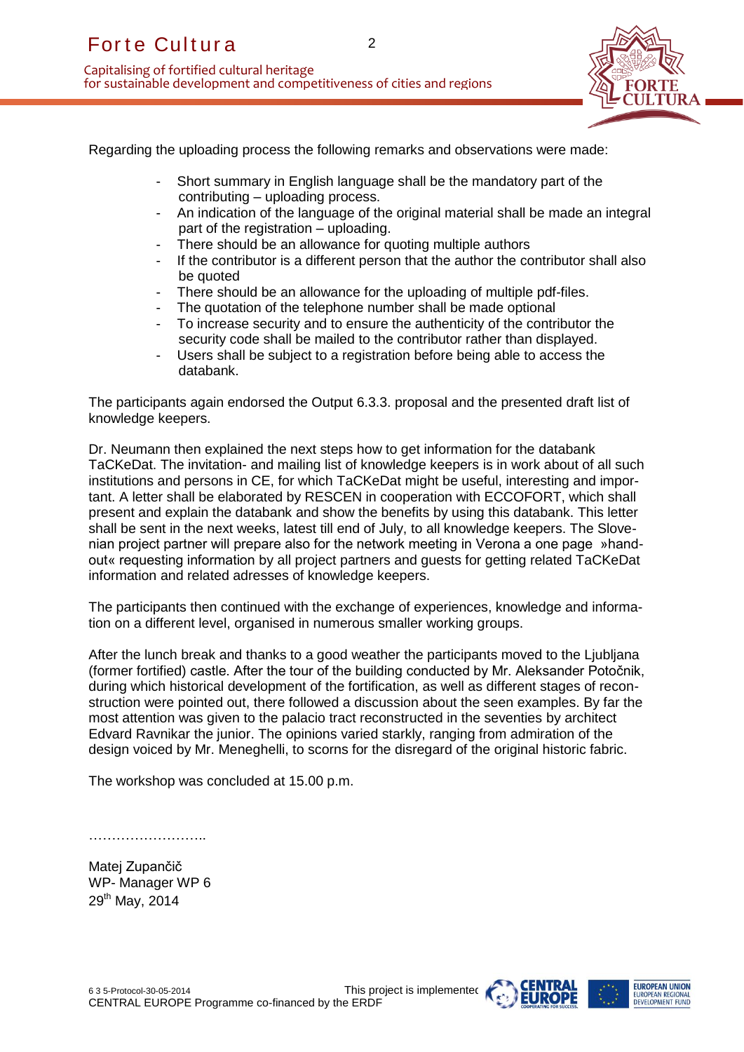Regarding the uploading process the following remarks and observations were made:

- Short summary in English language shall be the mandatory part of the contributing – uploading process.
- An indication of the language of the original material shall be made an integral part of the registration – uploading.
- There should be an allowance for quoting multiple authors
- If the contributor is a different person that the author the contributor shall also be quoted
- There should be an allowance for the uploading of multiple pdf-files.
- The quotation of the telephone number shall be made optional
- To increase security and to ensure the authenticity of the contributor the security code shall be mailed to the contributor rather than displayed.
- Users shall be subject to a registration before being able to access the databank.

The participants again endorsed the Output 6.3.3. proposal and the presented draft list of knowledge keepers.

Dr. Neumann then explained the next steps how to get information for the databank TaCKeDat. The invitation- and mailing list of knowledge keepers is in work about of all such institutions and persons in CE, for which TaCKeDat might be useful, interesting and important. A letter shall be elaborated by RESCEN in cooperation with ECCOFORT, which shall present and explain the databank and show the benefits by using this databank. This letter shall be sent in the next weeks, latest till end of July, to all knowledge keepers. The Slovenian project partner will prepare also for the network meeting in Verona a one page »hand-out« requesting information by all project partners and guests for getting related TaCKeDat information and related adresses of knowledge keepers.

The participants then continued with the exchange of experiences, knowledge and information on a different level, organised in numerous smaller working groups.

After the lunch break and thanks to a good weather the participants moved to the Ljubljana (former fortified) castle. After the tour of the building conducted by Mr. Aleksander Potočnik, during which historical development of the fortification, as well as different stages of reconstruction were pointed out, there followed a discussion about the seen examples. By far the most attention was given to the palacio tract reconstructed in the seventies by architect Edvard Ravnikar the junior. The opinions varied starkly, ranging from admiration of the design voiced by Mr. Meneghelli, to scorns for the disregard of the original historic fabric.

The workshop was concluded at 15.00 p.m.

……………………..

Matej Zupančič
WP- Manager WP 6
29th May, 2014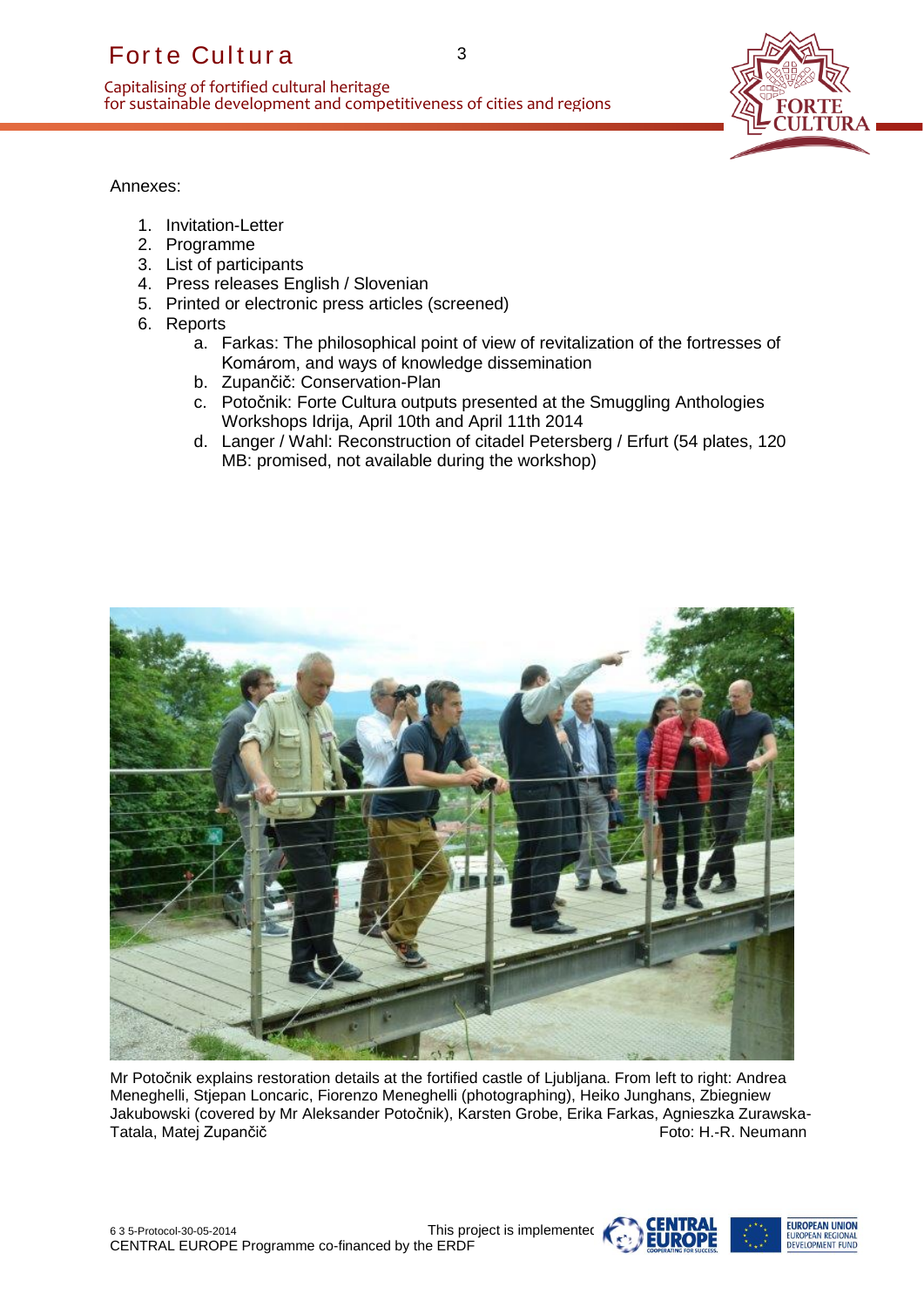Annexes:

1. Invitation-Letter
2. Programme
3. List of participants
4. Press releases English / Slovenian
5. Printed or electronic press articles (screened)
6. Reports
   a. Farkas: The philosophical point of view of revitalization of the fortresses of Komárom, and ways of knowledge dissemination
   b. Zupančič: Conservation-Plan
   c. Potočnik: Forte Cultura outputs presented at the Smuggling Anthologies Workshops Idrija, April 10th and April 11th 2014
   d. Langer / Wahl: Reconstruction of citadel Petersberg / Erfurt (54 plates, 120 MB: promised, not available during the workshop)

Mr Potočnik explains restoration details at the fortified castle of Ljubljana. From left to right: Andrea Meneghelli, Stjepan Loncaric, Fiorenzo Meneghelli (photographing), Heiko Junghans, Zbiegniew Jakubowski (covered by Mr Aleksander Potočnik), Karsten Grobe, Erika Farkas, Agnieszka Zurawska-Tatala, Matej Zupančič Foto: H.-R. Neumann